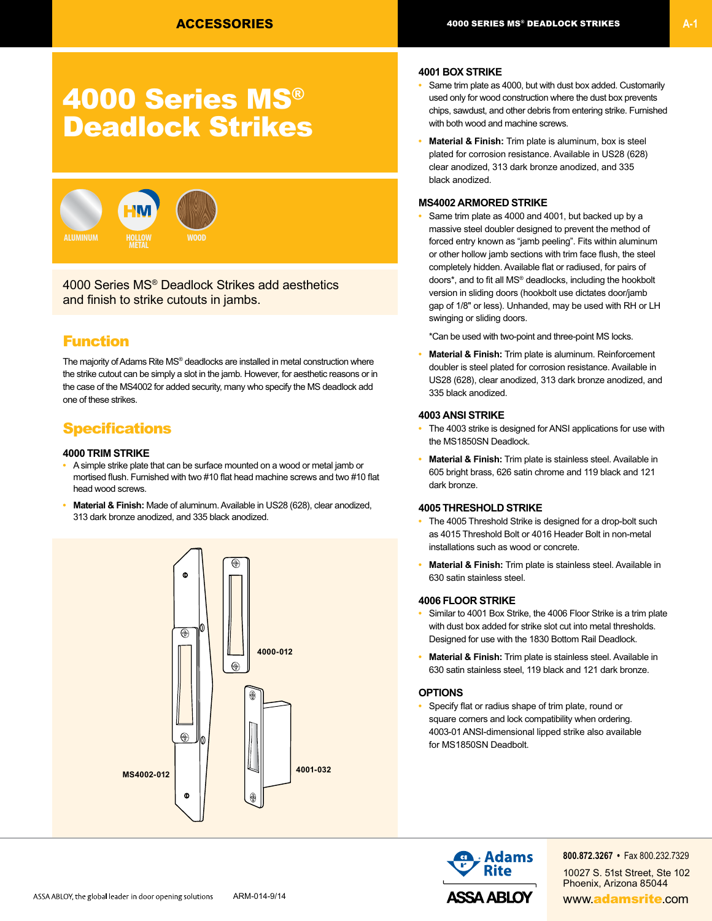# 4000 Series MS® Deadlock Strikes

ALUMINUM   HOLLOW METAL   WOOD

4000 Series MS® Deadlock Strikes add aesthetics and finish to strike cutouts in jambs.

## Function

The majority of Adams Rite MS® deadlocks are installed in metal construction where the strike cutout can be simply a slot in the jamb. However, for aesthetic reasons or in the case of the MS4002 for added security, many who specify the MS deadlock add one of these strikes.

## Specifications

### 4000 TRIM STRIKE

- A simple strike plate that can be surface mounted on a wood or metal jamb or mortised flush. Furnished with two #10 flat head machine screws and two #10 flat head wood screws.
- **Material & Finish:** Made of aluminum. Available in US28 (628), clear anodized, 313 dark bronze anodized, and 335 black anodized.

4000-012

MS4002-012

4001-032

### 4001 BOX STRIKE

- Same trim plate as 4000, but with dust box added. Customarily used only for wood construction where the dust box prevents chips, sawdust, and other debris from entering strike. Furnished with both wood and machine screws.
- **Material & Finish:** Trim plate is aluminum, box is steel plated for corrosion resistance. Available in US28 (628) clear anodized, 313 dark bronze anodized, and 335 black anodized.

### MS4002 ARMORED STRIKE

- Same trim plate as 4000 and 4001, but backed up by a massive steel doubler designed to prevent the method of forced entry known as "jamb peeling". Fits within aluminum or other hollow jamb sections with trim face flush, the steel completely hidden. Available flat or radiused, for pairs of doors*, and to fit all MS® deadlocks, including the hookbolt version in sliding doors (hookbolt use dictates door/jamb gap of 1/8" or less). Unhanded, may be used with RH or LH swinging or sliding doors.

  *Can be used with two-point and three-point MS locks.

- **Material & Finish:** Trim plate is aluminum. Reinforcement doubler is steel plated for corrosion resistance. Available in US28 (628), clear anodized, 313 dark bronze anodized, and 335 black anodized.

### 4003 ANSI STRIKE

- The 4003 strike is designed for ANSI applications for use with the MS1850SN Deadlock.
- **Material & Finish:** Trim plate is stainless steel. Available in 605 bright brass, 626 satin chrome and 119 black and 121 dark bronze.

### 4005 THRESHOLD STRIKE

- The 4005 Threshold Strike is designed for a drop-bolt such as 4015 Threshold Bolt or 4016 Header Bolt in non-metal installations such as wood or concrete.
- **Material & Finish:** Trim plate is stainless steel. Available in 630 satin stainless steel.

### 4006 FLOOR STRIKE

- Similar to 4001 Box Strike, the 4006 Floor Strike is a trim plate with dust box added for strike slot cut into metal thresholds. Designed for use with the 1830 Bottom Rail Deadlock.
- **Material & Finish:** Trim plate is stainless steel. Available in 630 satin stainless steel, 119 black and 121 dark bronze.

### OPTIONS

- Specify flat or radius shape of trim plate, round or square corners and lock compatibility when ordering. 4003-01 ANSI-dimensional lipped strike also available for MS1850SN Deadbolt.

ASSA ABLOY, the global leader in door opening solutions    ARM-014-9/14

Adams Rite  
ASSA ABLOY

800.872.3267 • Fax 800.232.7329  
10027 S. 51st Street, Ste 102  
Phoenix, Arizona 85044  
www.adamsrite.com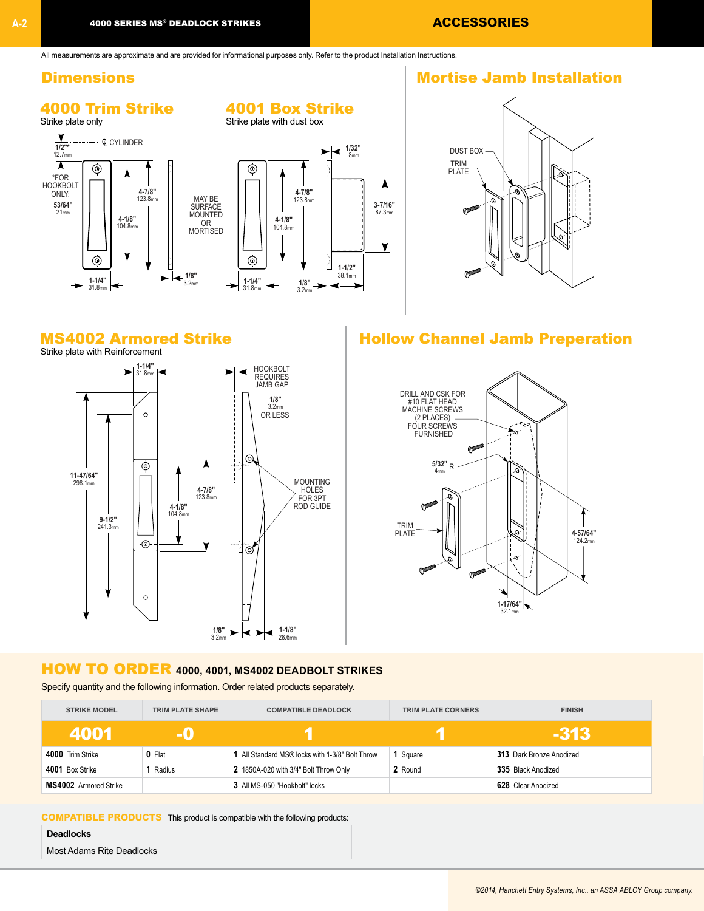All measurements are approximate and are provided for informational purposes only. Refer to the product Installation Instructions.

## Dimensions

### 4000 Trim Strike

Strike plate only

1/2"* 12.7mm
℄ CYLINDER
*FOR HOOKBOLT ONLY:
53/64" 21mm
4-7/8" 123.8mm
4-1/8" 104.8mm
1-1/4" 31.8mm
1/8" 3.2mm

MAY BE SURFACE MOUNTED OR MORTISED

### 4001 Box Strike

Strike plate with dust box

1/32" .8mm
4-7/8" 123.8mm
4-1/8" 104.8mm
3-7/16" 87.3mm
1-1/2" 38.1mm
1-1/4" 31.8mm
1/8" 3.2mm

## Mortise Jamb Installation

DUST BOX
TRIM PLATE

## MS4002 Armored Strike

Strike plate with Reinforcement

1-1/4" 31.8mm
11-47/64" 298.1mm
9-1/2" 241.3mm
4-7/8" 123.8mm
4-1/8" 104.8mm
HOOKBOLT REQUIRES JAMB GAP
1/8" 3.2mm OR LESS
MOUNTING HOLES FOR 3PT ROD GUIDE
1/8" 3.2mm
1-1/8" 28.6mm

## Hollow Channel Jamb Preperation

DRILL AND CSK FOR #10 FLAT HEAD MACHINE SCREWS (2 PLACES) FOUR SCREWS FURNISHED
5/32" 4mm R
TRIM PLATE
4-57/64" 124.2mm
1-17/64" 32.1mm

## HOW TO ORDER 4000, 4001, MS4002 DEADBOLT STRIKES

Specify quantity and the following information. Order related products separately.

| STRIKE MODEL | TRIM PLATE SHAPE | COMPATIBLE DEADLOCK | TRIM PLATE CORNERS | FINISH |
|---|---|---|---|---|
| **4001** | **-0** | **1** | **1** | **-313** |
| **4000** Trim Strike | **0** Flat | **1** All Standard MS® locks with 1-3/8" Bolt Throw | **1** Square | **313** Dark Bronze Anodized |
| **4001** Box Strike | **1** Radius | **2** 1850A-020 with 3/4" Bolt Throw Only | **2** Round | **335** Black Anodized |
| **MS4002** Armored Strike | | **3** All MS-050 "Hookbolt" locks | | **628** Clear Anodized |

**COMPATIBLE PRODUCTS** This product is compatible with the following products:

**Deadlocks**

Most Adams Rite Deadlocks

*©2014, Hanchett Entry Systems, Inc., an ASSA ABLOY Group company.*